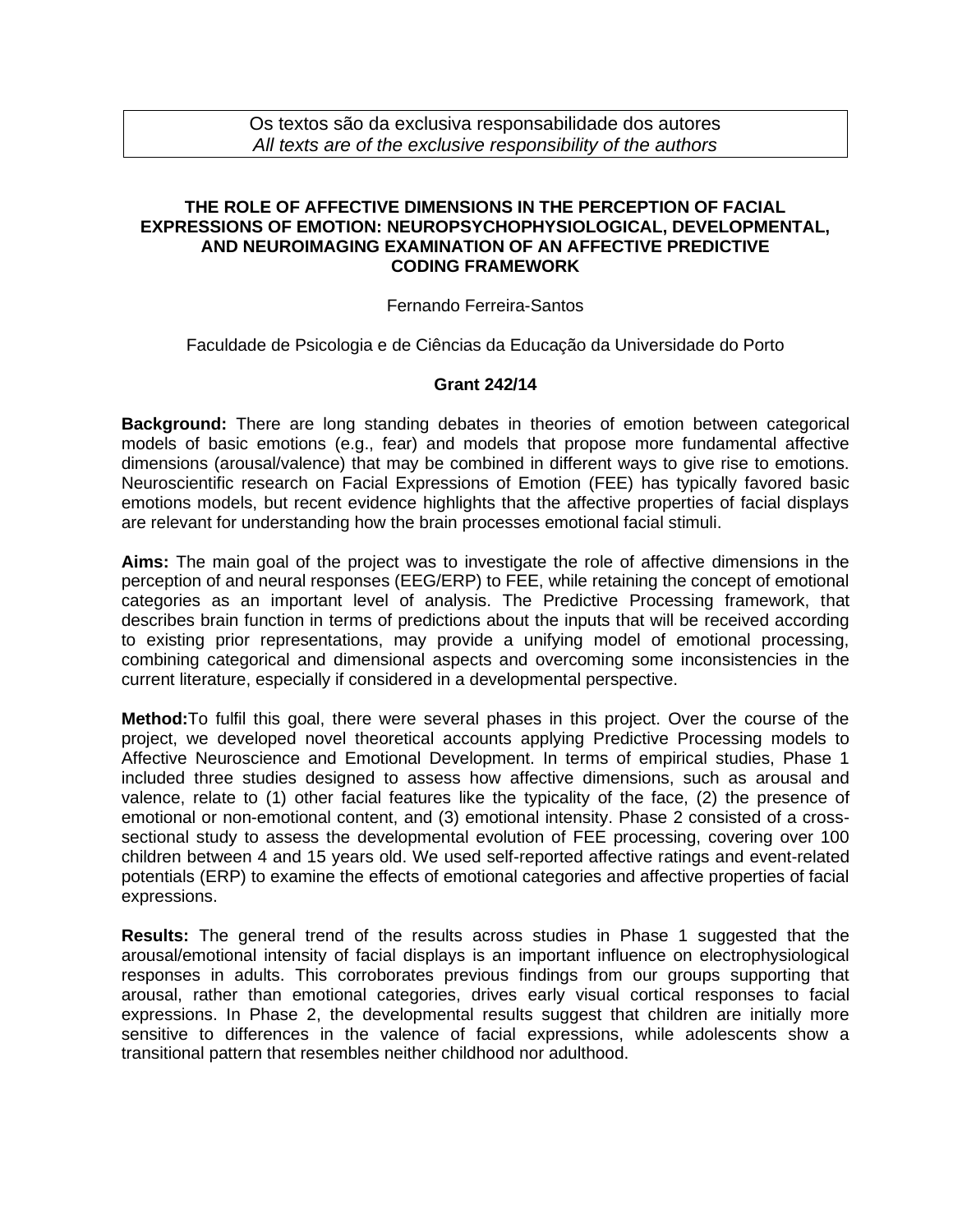Os textos são da exclusiva responsabilidade dos autores
*All texts are of the exclusive responsibility of the authors*

# THE ROLE OF AFFECTIVE DIMENSIONS IN THE PERCEPTION OF FACIAL EXPRESSIONS OF EMOTION: NEUROPSYCHOPHYSIOLOGICAL, DEVELOPMENTAL, AND NEUROIMAGING EXAMINATION OF AN AFFECTIVE PREDICTIVE CODING FRAMEWORK

Fernando Ferreira-Santos

Faculdade de Psicologia e de Ciências da Educação da Universidade do Porto

**Grant 242/14**

**Background:** There are long standing debates in theories of emotion between categorical models of basic emotions (e.g., fear) and models that propose more fundamental affective dimensions (arousal/valence) that may be combined in different ways to give rise to emotions. Neuroscientific research on Facial Expressions of Emotion (FEE) has typically favored basic emotions models, but recent evidence highlights that the affective properties of facial displays are relevant for understanding how the brain processes emotional facial stimuli.

**Aims:** The main goal of the project was to investigate the role of affective dimensions in the perception of and neural responses (EEG/ERP) to FEE, while retaining the concept of emotional categories as an important level of analysis. The Predictive Processing framework, that describes brain function in terms of predictions about the inputs that will be received according to existing prior representations, may provide a unifying model of emotional processing, combining categorical and dimensional aspects and overcoming some inconsistencies in the current literature, especially if considered in a developmental perspective.

**Method:**To fulfil this goal, there were several phases in this project. Over the course of the project, we developed novel theoretical accounts applying Predictive Processing models to Affective Neuroscience and Emotional Development. In terms of empirical studies, Phase 1 included three studies designed to assess how affective dimensions, such as arousal and valence, relate to (1) other facial features like the typicality of the face, (2) the presence of emotional or non-emotional content, and (3) emotional intensity. Phase 2 consisted of a cross-sectional study to assess the developmental evolution of FEE processing, covering over 100 children between 4 and 15 years old. We used self-reported affective ratings and event-related potentials (ERP) to examine the effects of emotional categories and affective properties of facial expressions.

**Results:** The general trend of the results across studies in Phase 1 suggested that the arousal/emotional intensity of facial displays is an important influence on electrophysiological responses in adults. This corroborates previous findings from our groups supporting that arousal, rather than emotional categories, drives early visual cortical responses to facial expressions. In Phase 2, the developmental results suggest that children are initially more sensitive to differences in the valence of facial expressions, while adolescents show a transitional pattern that resembles neither childhood nor adulthood.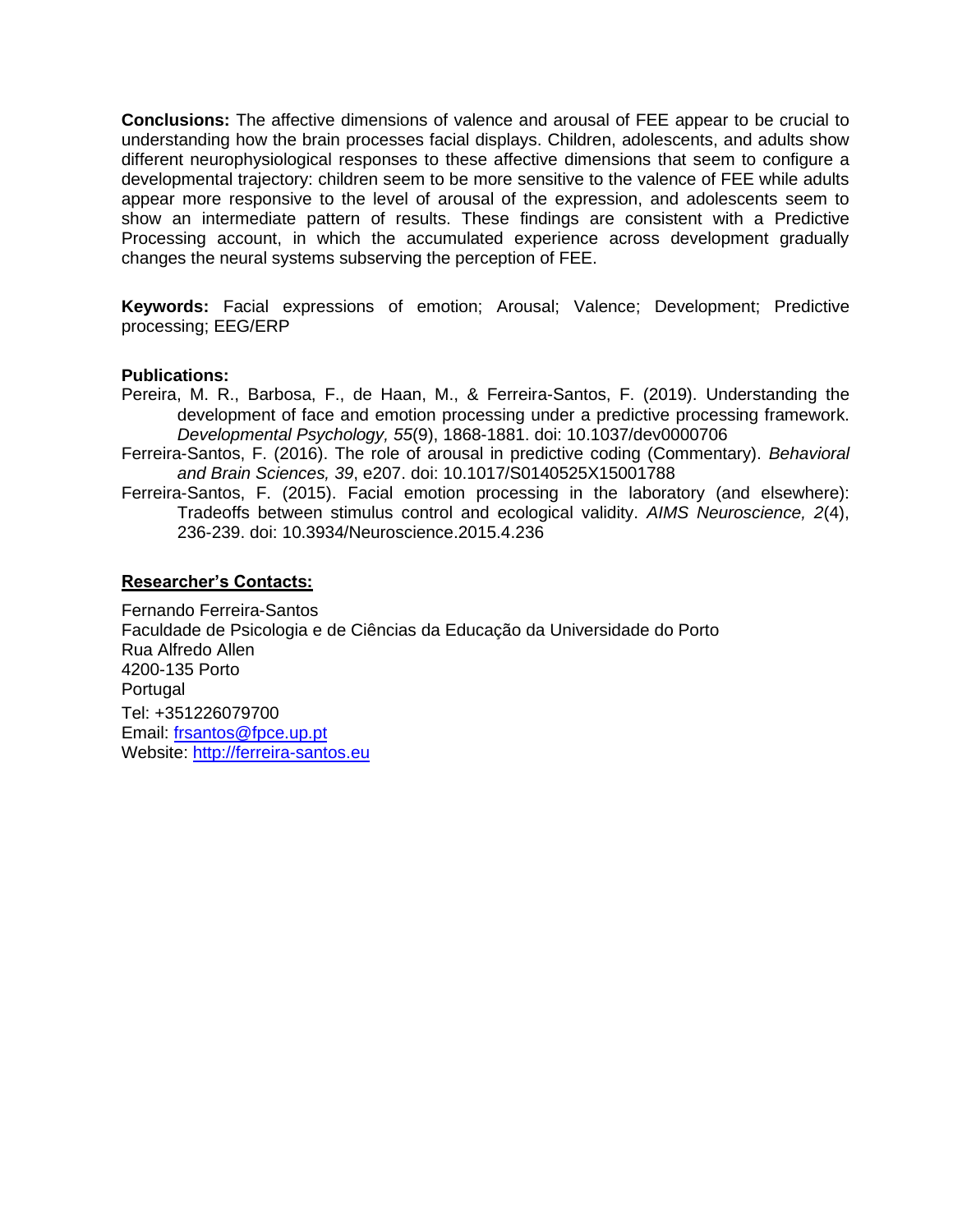**Conclusions:** The affective dimensions of valence and arousal of FEE appear to be crucial to understanding how the brain processes facial displays. Children, adolescents, and adults show different neurophysiological responses to these affective dimensions that seem to configure a developmental trajectory: children seem to be more sensitive to the valence of FEE while adults appear more responsive to the level of arousal of the expression, and adolescents seem to show an intermediate pattern of results. These findings are consistent with a Predictive Processing account, in which the accumulated experience across development gradually changes the neural systems subserving the perception of FEE.

**Keywords:** Facial expressions of emotion; Arousal; Valence; Development; Predictive processing; EEG/ERP

**Publications:**

Pereira, M. R., Barbosa, F., de Haan, M., & Ferreira-Santos, F. (2019). Understanding the development of face and emotion processing under a predictive processing framework. *Developmental Psychology, 55*(9), 1868-1881. doi: 10.1037/dev0000706

Ferreira-Santos, F. (2016). The role of arousal in predictive coding (Commentary). *Behavioral and Brain Sciences, 39*, e207. doi: 10.1017/S0140525X15001788

Ferreira-Santos, F. (2015). Facial emotion processing in the laboratory (and elsewhere): Tradeoffs between stimulus control and ecological validity. *AIMS Neuroscience, 2*(4), 236-239. doi: 10.3934/Neuroscience.2015.4.236

**Researcher's Contacts:**

Fernando Ferreira-Santos
Faculdade de Psicologia e de Ciências da Educação da Universidade do Porto
Rua Alfredo Allen
4200-135 Porto
Portugal
Tel: +351226079700
Email: [frsantos@fpce.up.pt](mailto:frsantos@fpce.up.pt)
Website: [http://ferreira-santos.eu](http://ferreira-santos.eu)